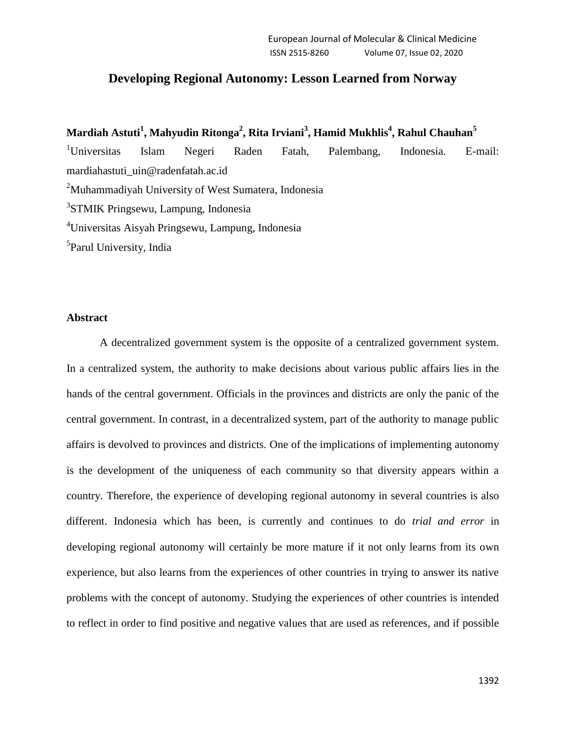# Developing Regional Autonomy: Lesson Learned from Norway

**Mardiah Astuti[1], Mahyudin Ritonga[2], Rita Irviani[3], Hamid Mukhlis[4], Rahul Chauhan[5]**

[1]Universitas Islam Negeri Raden Fatah, Palembang, Indonesia. E-mail: mardiahastuti_uin@radenfatah.ac.id

[2]Muhammadiyah University of West Sumatera, Indonesia

[3]STMIK Pringsewu, Lampung, Indonesia

[4]Universitas Aisyah Pringsewu, Lampung, Indonesia

[5]Parul University, India

## Abstract

A decentralized government system is the opposite of a centralized government system. In a centralized system, the authority to make decisions about various public affairs lies in the hands of the central government. Officials in the provinces and districts are only the panic of the central government. In contrast, in a decentralized system, part of the authority to manage public affairs is devolved to provinces and districts. One of the implications of implementing autonomy is the development of the uniqueness of each community so that diversity appears within a country. Therefore, the experience of developing regional autonomy in several countries is also different. Indonesia which has been, is currently and continues to do *trial and error* in developing regional autonomy will certainly be more mature if it not only learns from its own experience, but also learns from the experiences of other countries in trying to answer its native problems with the concept of autonomy. Studying the experiences of other countries is intended to reflect in order to find positive and negative values that are used as references, and if possible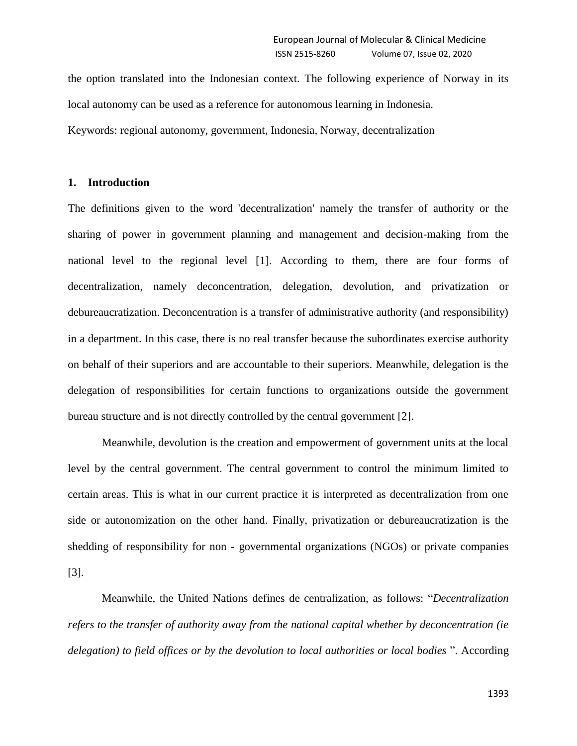the option translated into the Indonesian context. The following experience of Norway in its local autonomy can be used as a reference for autonomous learning in Indonesia.

Keywords: regional autonomy, government, Indonesia, Norway, decentralization

## 1. Introduction

The definitions given to the word 'decentralization' namely the transfer of authority or the sharing of power in government planning and management and decision-making from the national level to the regional level [1]. According to them, there are four forms of decentralization, namely deconcentration, delegation, devolution, and privatization or debureaucratization. Deconcentration is a transfer of administrative authority (and responsibility) in a department. In this case, there is no real transfer because the subordinates exercise authority on behalf of their superiors and are accountable to their superiors. Meanwhile, delegation is the delegation of responsibilities for certain functions to organizations outside the government bureau structure and is not directly controlled by the central government [2].

Meanwhile, devolution is the creation and empowerment of government units at the local level by the central government. The central government to control the minimum limited to certain areas. This is what in our current practice it is interpreted as decentralization from one side or autonomization on the other hand. Finally, privatization or debureaucratization is the shedding of responsibility for non - governmental organizations (NGOs) or private companies [3].

Meanwhile, the United Nations defines de centralization, as follows: "*Decentralization refers to the transfer of authority away from the national capital whether by deconcentration (ie delegation) to field offices or by the devolution to local authorities or local bodies* ". According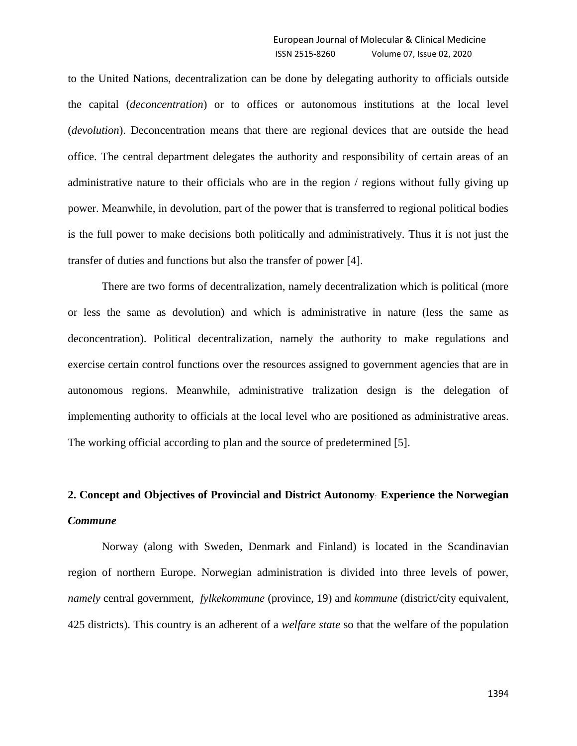to the United Nations, decentralization can be done by delegating authority to officials outside the capital (*deconcentration*) or to offices or autonomous institutions at the local level (*devolution*). Deconcentration means that there are regional devices that are outside the head office. The central department delegates the authority and responsibility of certain areas of an administrative nature to their officials who are in the region / regions without fully giving up power. Meanwhile, in devolution, part of the power that is transferred to regional political bodies is the full power to make decisions both politically and administratively. Thus it is not just the transfer of duties and functions but also the transfer of power [4].

There are two forms of decentralization, namely decentralization which is political (more or less the same as devolution) and which is administrative in nature (less the same as deconcentration). Political decentralization, namely the authority to make regulations and exercise certain control functions over the resources assigned to government agencies that are in autonomous regions. Meanwhile, administrative tralization design is the delegation of implementing authority to officials at the local level who are positioned as administrative areas. The working official according to plan and the source of predetermined [5].

## 2. Concept and Objectives of Provincial and District Autonomy: Experience the Norwegian *Commune*

Norway (along with Sweden, Denmark and Finland) is located in the Scandinavian region of northern Europe. Norwegian administration is divided into three levels of power, *namely* central government, *fylkekommune* (province, 19) and *kommune* (district/city equivalent, 425 districts). This country is an adherent of a *welfare state* so that the welfare of the population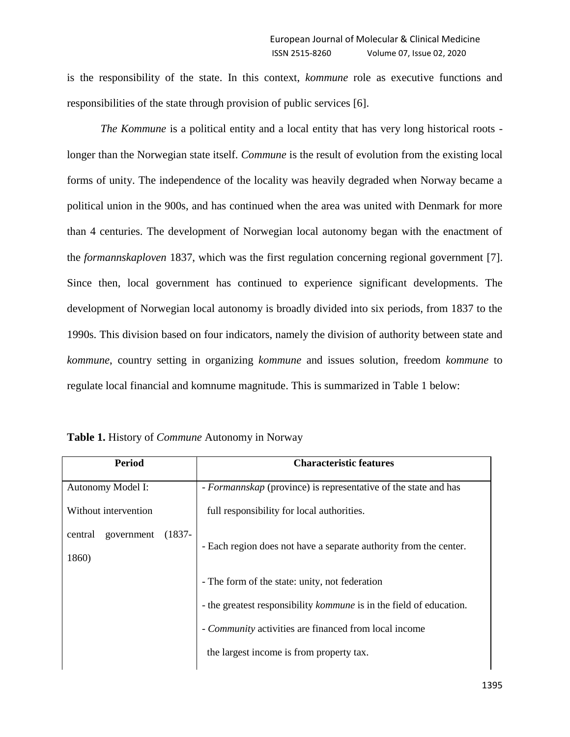is the responsibility of the state. In this context, *kommune* role as executive functions and responsibilities of the state through provision of public services [6].

*The Kommune* is a political entity and a local entity that has very long historical roots - longer than the Norwegian state itself. *Commune* is the result of evolution from the existing local forms of unity. The independence of the locality was heavily degraded when Norway became a political union in the 900s, and has continued when the area was united with Denmark for more than 4 centuries. The development of Norwegian local autonomy began with the enactment of the *formannskaploven* 1837, which was the first regulation concerning regional government [7]. Since then, local government has continued to experience significant developments. The development of Norwegian local autonomy is broadly divided into six periods, from 1837 to the 1990s. This division based on four indicators, namely the division of authority between state and *kommune*, country setting in organizing *kommune* and issues solution, freedom *kommune* to regulate local financial and komnume magnitude. This is summarized in Table 1 below:

**Table 1.** History of *Commune* Autonomy in Norway

| Period | Characteristic features |
| --- | --- |
| Autonomy Model I: Without intervention central government (1837-1860) | - *Formannskap* (province) is representative of the state and has full responsibility for local authorities.<br>- Each region does not have a separate authority from the center.<br>- The form of the state: unity, not federation<br>- the greatest responsibility *kommune* is in the field of education.<br>- *Community* activities are financed from local income the largest income is from property tax. |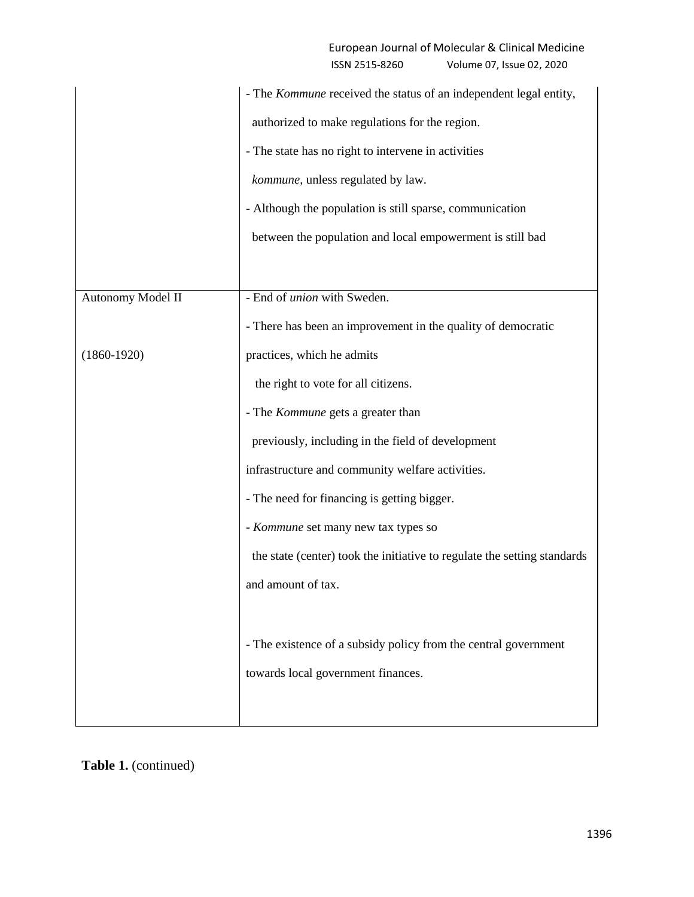| | |
|---|---|
| | - The *Kommune* received the status of an independent legal entity, authorized to make regulations for the region.<br>- The state has no right to intervene in activities *kommune*, unless regulated by law.<br>- Although the population is still sparse, communication between the population and local empowerment is still bad |
| Autonomy Model II<br><br>(1860-1920) | - End of *union* with Sweden.<br>- There has been an improvement in the quality of democratic practices, which he admits the right to vote for all citizens.<br>- The *Kommune* gets a greater than previously, including in the field of development infrastructure and community welfare activities.<br>- The need for financing is getting bigger.<br>- *Kommune* set many new tax types so the state (center) took the initiative to regulate the setting standards and amount of tax.<br><br>- The existence of a subsidy policy from the central government towards local government finances. |

**Table 1.** (continued)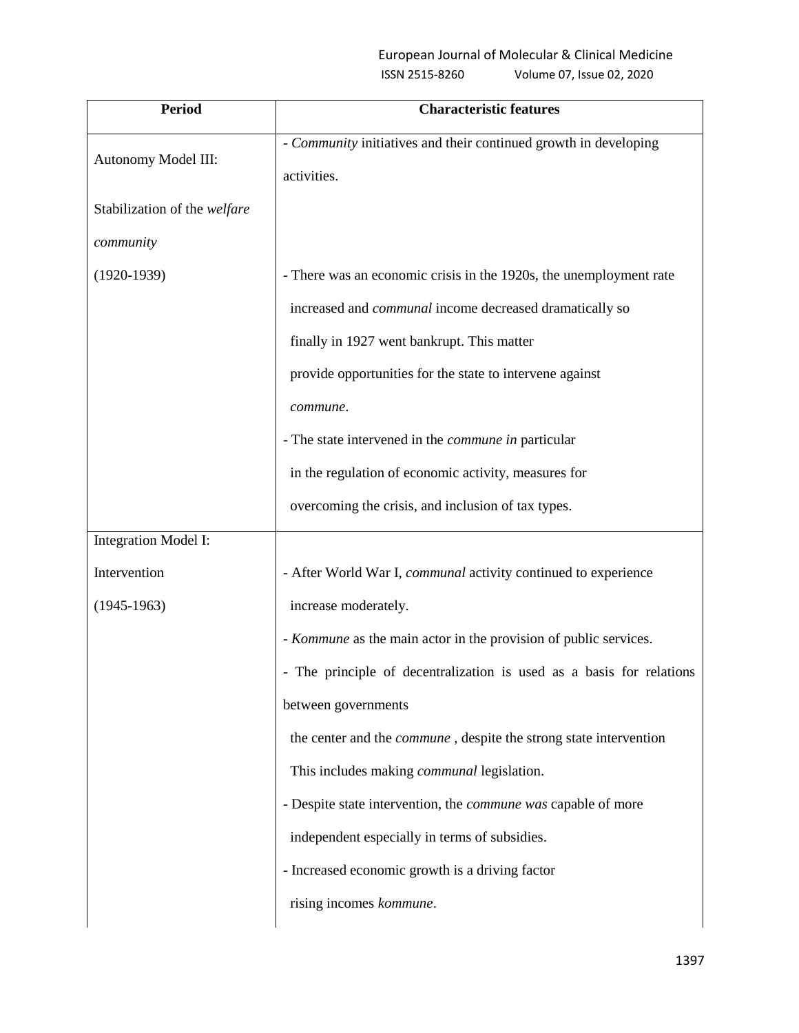| Period | Characteristic features |
| --- | --- |
| Autonomy Model III:<br><br>Stabilization of the *welfare community*<br><br>(1920-1939) | - *Community* initiatives and their continued growth in developing activities.<br><br>- There was an economic crisis in the 1920s, the unemployment rate increased and *communal* income decreased dramatically so finally in 1927 went bankrupt. This matter provide opportunities for the state to intervene against *commune*.<br>- The state intervened in the *commune in* particular in the regulation of economic activity, measures for overcoming the crisis, and inclusion of tax types. |
| Integration Model I:<br>Intervention<br>(1945-1963) | - After World War I, *communal* activity continued to experience increase moderately.<br>- *Kommune* as the main actor in the provision of public services.<br>- The principle of decentralization is used as a basis for relations between governments the center and the *commune* , despite the strong state intervention This includes making *communal* legislation.<br>- Despite state intervention, the *commune was* capable of more independent especially in terms of subsidies.<br>- Increased economic growth is a driving factor rising incomes *kommune*. |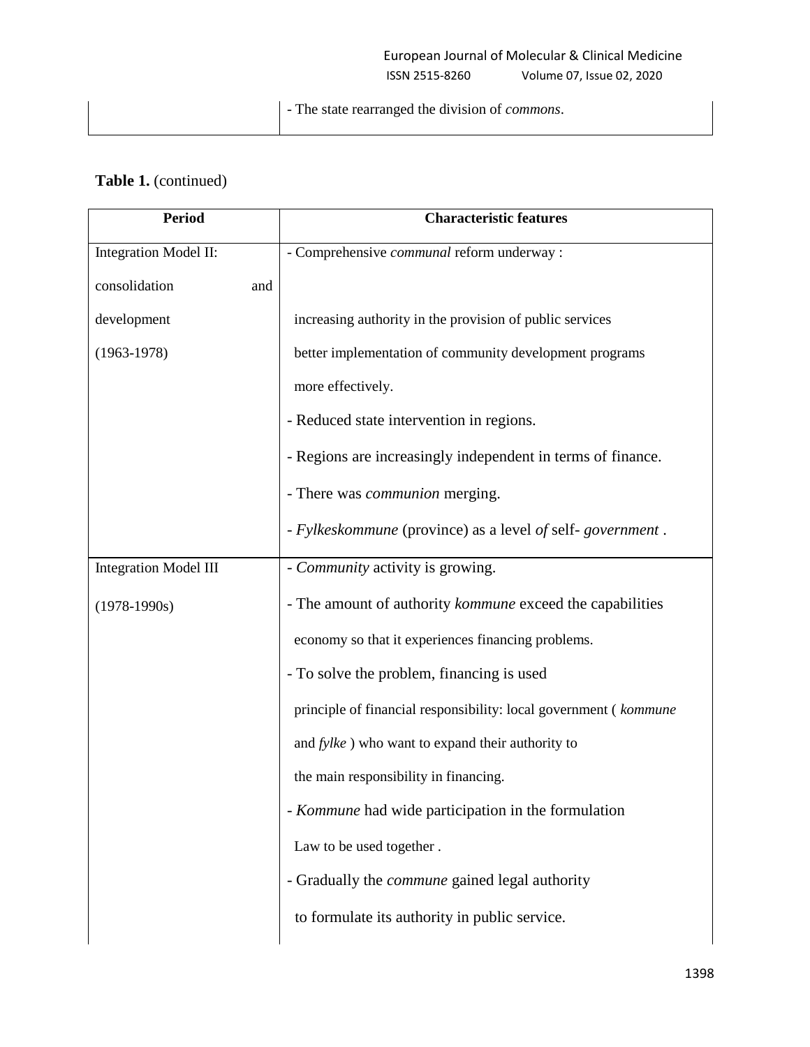| | |
|---|---|
| | - The state rearranged the division of *commons*. |

**Table 1.** (continued)

| Period | Characteristic features |
|---|---|
| Integration Model II: consolidation and development (1963-1978) | - Comprehensive *communal* reform underway : increasing authority in the provision of public services better implementation of community development programs more effectively.<br>- Reduced state intervention in regions.<br>- Regions are increasingly independent in terms of finance.<br>- There was *communion* merging.<br>- *Fylkeskommune* (province) as a level *of* self- *government* . |
| Integration Model III (1978-1990s) | - *Community* activity is growing.<br>- The amount of authority *kommune* exceed the capabilities economy so that it experiences financing problems.<br>- To solve the problem, financing is used principle of financial responsibility: local government ( *kommune* and *fylke* ) who want to expand their authority to the main responsibility in financing.<br>- *Kommune* had wide participation in the formulation Law to be used together .<br>- Gradually the *commune* gained legal authority to formulate its authority in public service. |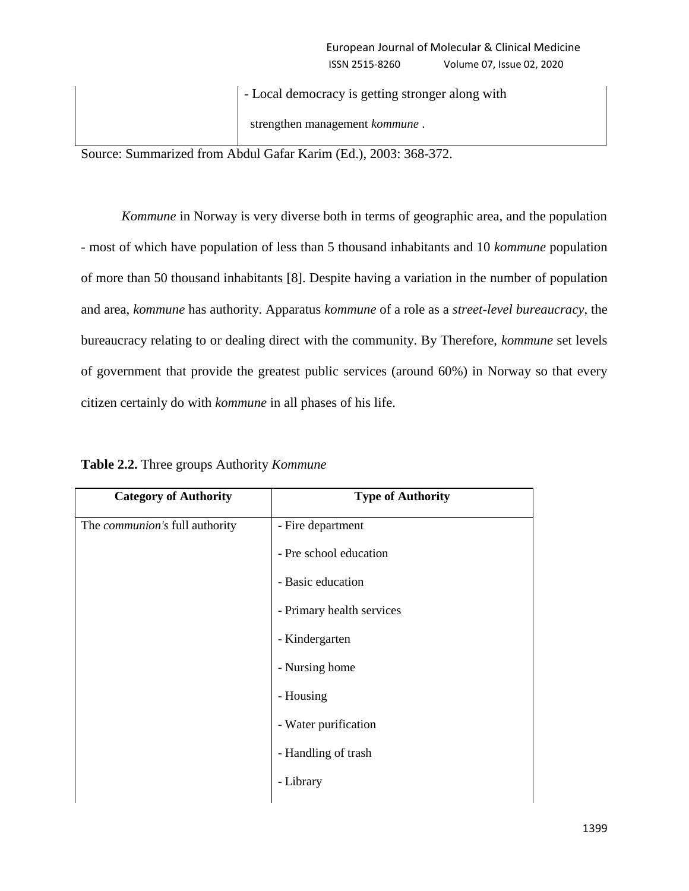| | |
|---|---|
| | - Local democracy is getting stronger along with strengthen management *kommune* . |

Source: Summarized from Abdul Gafar Karim (Ed.), 2003: 368-372.

*Kommune* in Norway is very diverse both in terms of geographic area, and the population - most of which have population of less than 5 thousand inhabitants and 10 *kommune* population of more than 50 thousand inhabitants [8]. Despite having a variation in the number of population and area, *kommune* has authority. Apparatus *kommune* of a role as a *street-level bureaucracy*, the bureaucracy relating to or dealing direct with the community. By Therefore, *kommune* set levels of government that provide the greatest public services (around 60%) in Norway so that every citizen certainly do with *kommune* in all phases of his life.

**Table 2.2.** Three groups Authority *Kommune*

| Category of Authority | Type of Authority |
|---|---|
| The *communion's* full authority | - Fire department<br>- Pre school education<br>- Basic education<br>- Primary health services<br>- Kindergarten<br>- Nursing home<br>- Housing<br>- Water purification<br>- Handling of trash<br>- Library |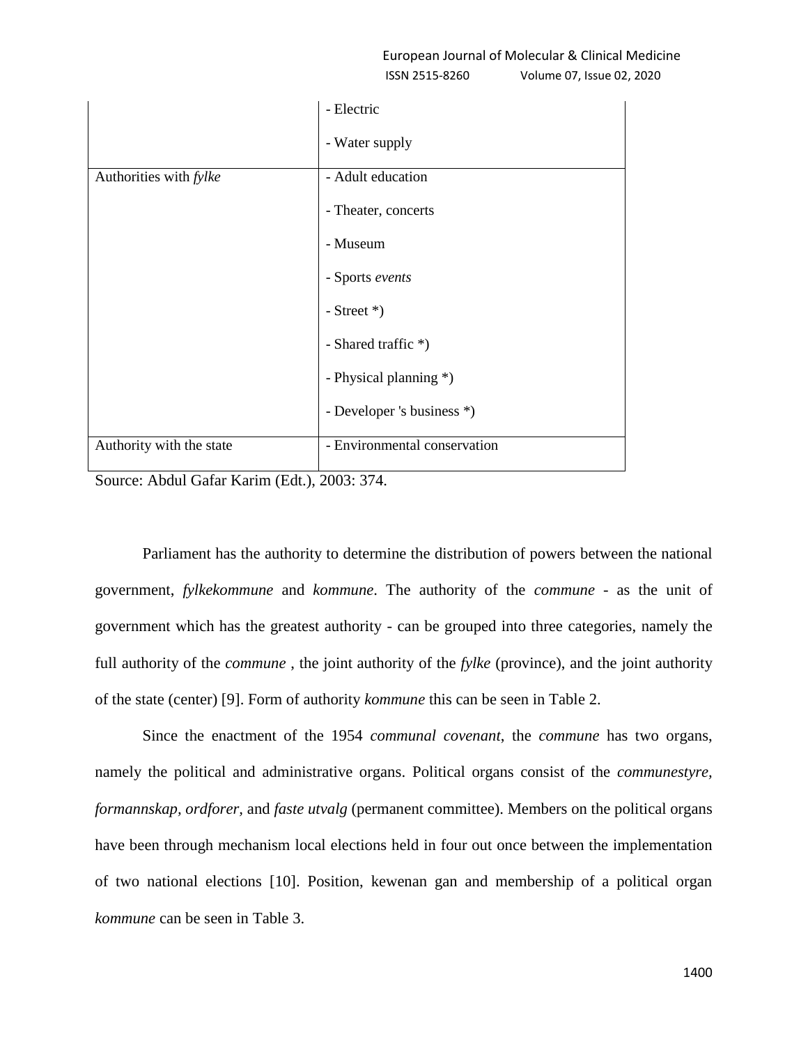| | |
|---|---|
| | - Electric<br><br>- Water supply |
| Authorities with *fylke* | - Adult education<br><br>- Theater, concerts<br><br>- Museum<br><br>- Sports *events*<br><br>- Street *)<br><br>- Shared traffic *)<br><br>- Physical planning *)<br><br>- Developer 's business *) |
| Authority with the state | - Environmental conservation |

Source: Abdul Gafar Karim (Edt.), 2003: 374.

Parliament has the authority to determine the distribution of powers between the national government, *fylkekommune* and *kommune*. The authority of the *commune* - as the unit of government which has the greatest authority - can be grouped into three categories, namely the full authority of the *commune* , the joint authority of the *fylke* (province), and the joint authority of the state (center) [9]. Form of authority *kommune* this can be seen in Table 2.

Since the enactment of the 1954 *communal covenant*, the *commune* has two organs, namely the political and administrative organs. Political organs consist of the *communestyre, formannskap, ordforer,* and *faste utvalg* (permanent committee). Members on the political organs have been through mechanism local elections held in four out once between the implementation of two national elections [10]. Position, kewenan gan and membership of a political organ *kommune* can be seen in Table 3.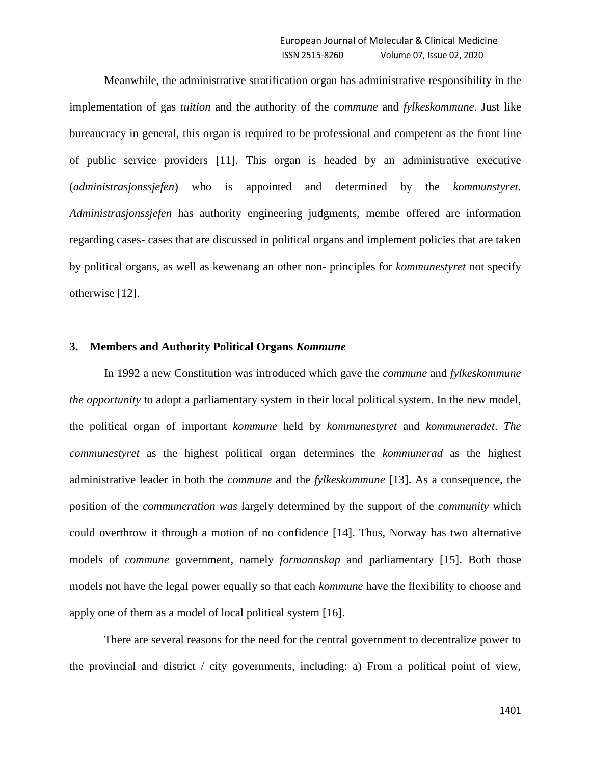Meanwhile, the administrative stratification organ has administrative responsibility in the implementation of gas *tuition* and the authority of the *commune* and *fylkeskommune*. Just like bureaucracy in general, this organ is required to be professional and competent as the front line of public service providers [11]. This organ is headed by an administrative executive (*administrasjonssjefen*) who is appointed and determined by the *kommunstyret*. *Administrasjonssjefen* has authority engineering judgments, membe offered are information regarding cases- cases that are discussed in political organs and implement policies that are taken by political organs, as well as kewenang an other non- principles for *kommunestyret* not specify otherwise [12].

### 3. Members and Authority Political Organs *Kommune*

In 1992 a new Constitution was introduced which gave the *commune* and *fylkeskommune the opportunity* to adopt a parliamentary system in their local political system. In the new model, the political organ of important *kommune* held by *kommunestyret* and *kommuneradet*. *The communestyret* as the highest political organ determines the *kommunerad* as the highest administrative leader in both the *commune* and the *fylkeskommune* [13]. As a consequence, the position of the *communeration was* largely determined by the support of the *community* which could overthrow it through a motion of no confidence [14]. Thus, Norway has two alternative models of *commune* government, namely *formannskap* and parliamentary [15]. Both those models not have the legal power equally so that each *kommune* have the flexibility to choose and apply one of them as a model of local political system [16].

There are several reasons for the need for the central government to decentralize power to the provincial and district / city governments, including: a) From a political point of view,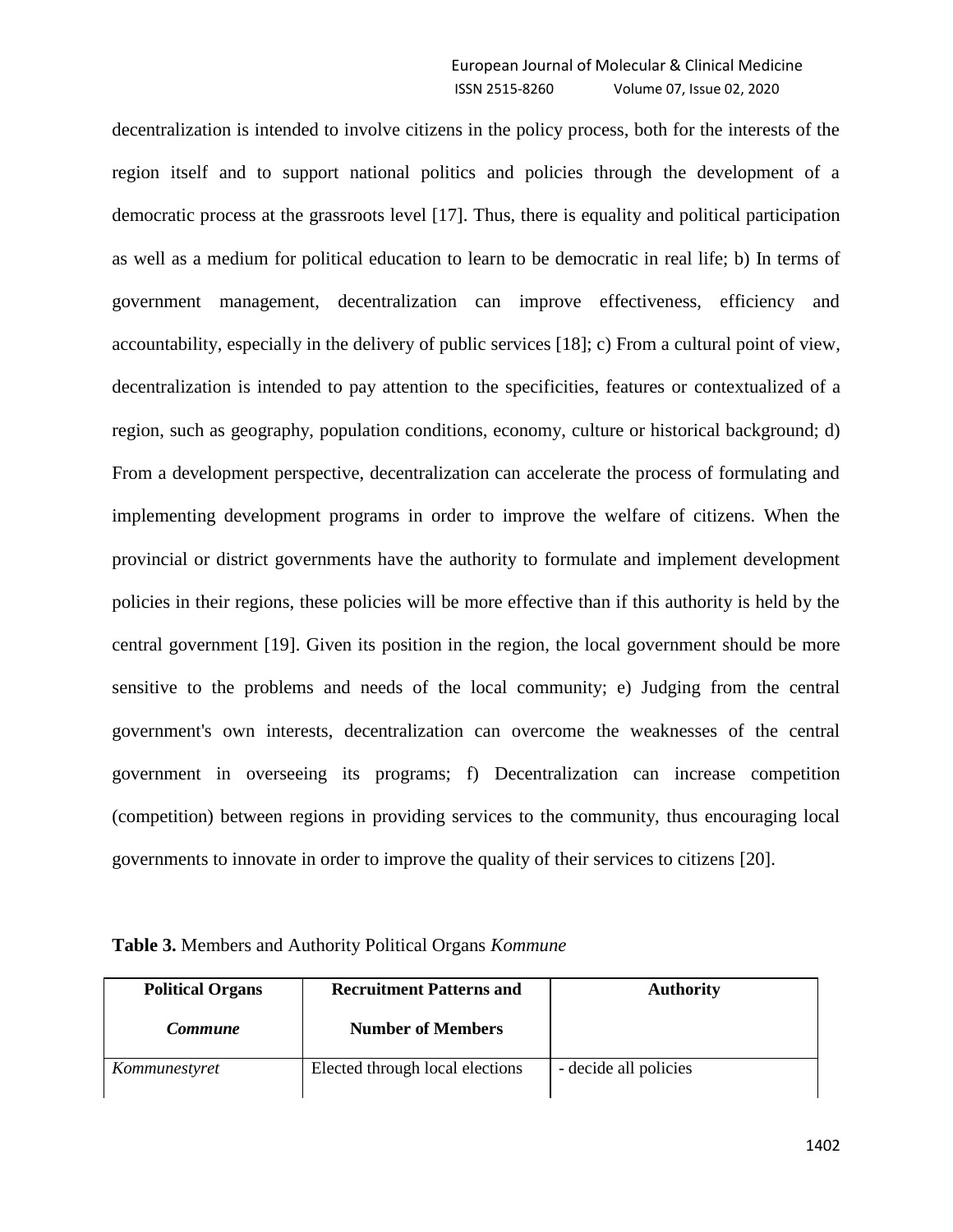decentralization is intended to involve citizens in the policy process, both for the interests of the region itself and to support national politics and policies through the development of a democratic process at the grassroots level [17]. Thus, there is equality and political participation as well as a medium for political education to learn to be democratic in real life; b) In terms of government management, decentralization can improve effectiveness, efficiency and accountability, especially in the delivery of public services [18]; c) From a cultural point of view, decentralization is intended to pay attention to the specificities, features or contextualized of a region, such as geography, population conditions, economy, culture or historical background; d) From a development perspective, decentralization can accelerate the process of formulating and implementing development programs in order to improve the welfare of citizens. When the provincial or district governments have the authority to formulate and implement development policies in their regions, these policies will be more effective than if this authority is held by the central government [19]. Given its position in the region, the local government should be more sensitive to the problems and needs of the local community; e) Judging from the central government's own interests, decentralization can overcome the weaknesses of the central government in overseeing its programs; f) Decentralization can increase competition (competition) between regions in providing services to the community, thus encouraging local governments to innovate in order to improve the quality of their services to citizens [20].

**Table 3.** Members and Authority Political Organs *Kommune*

| **Political Organs *Commune*** | **Recruitment Patterns and Number of Members** | **Authority** |
|---|---|---|
| *Kommunestyret* | Elected through local elections | - decide all policies |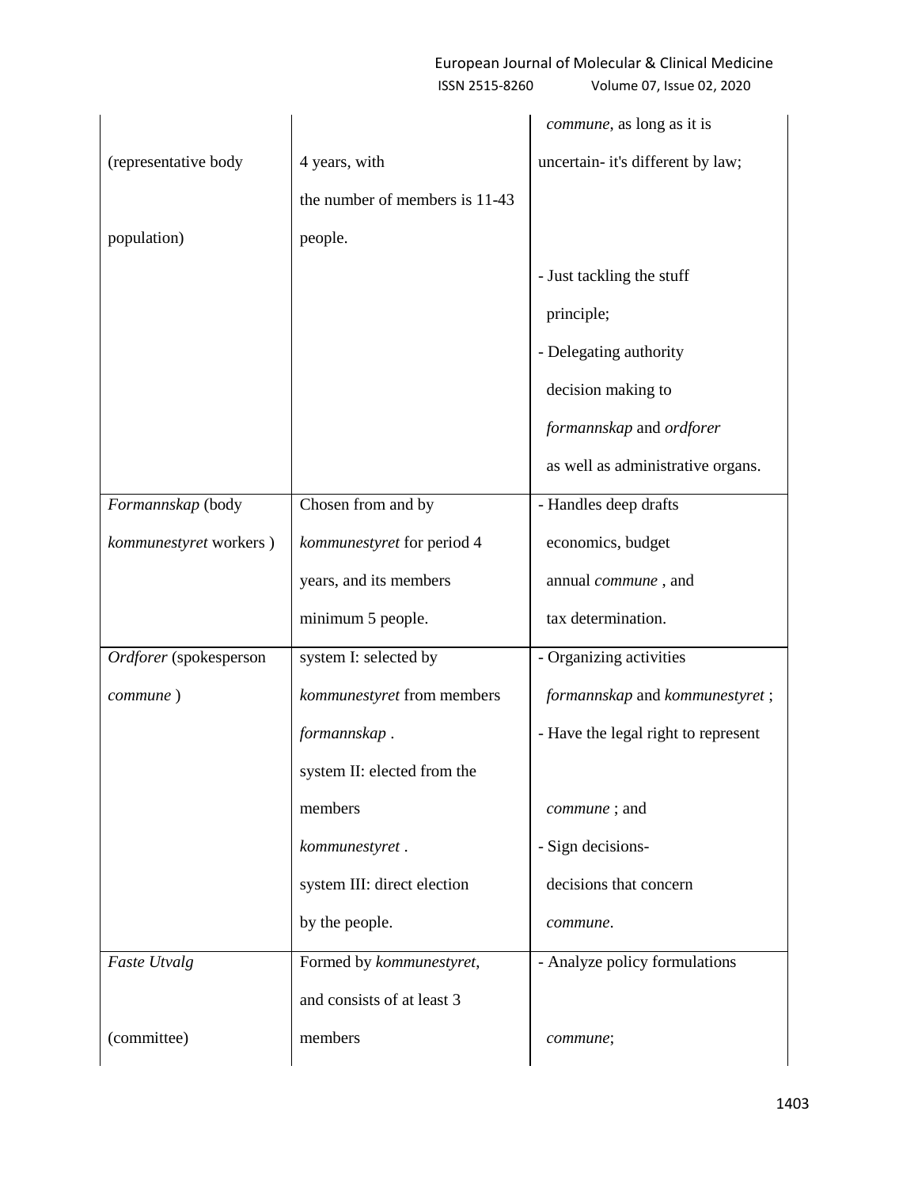| | | |
|---|---|---|
| (representative body population) | 4 years, with the number of members is 11-43 people. | *commune*, as long as it is uncertain- it's different by law;<br><br>- Just tackling the stuff principle;<br>- Delegating authority decision making to *formannskap* and *ordforer* as well as administrative organs. |
| *Formannskap* (body *kommunestyret* workers ) | Chosen from and by *kommunestyret* for period 4 years, and its members minimum 5 people. | - Handles deep drafts economics, budget annual *commune* , and tax determination. |
| *Ordforer* (spokesperson *commune* ) | system I: selected by *kommunestyret* from members *formannskap* .<br>system II: elected from the members *kommunestyret* .<br>system III: direct election by the people. | - Organizing activities *formannskap* and *kommunestyret* ;<br>- Have the legal right to represent *commune* ; and<br>- Sign decisions- decisions that concern *commune*. |
| *Faste Utvalg* (committee) | Formed by *kommunestyret,* and consists of at least 3 members | - Analyze policy formulations *commune*; |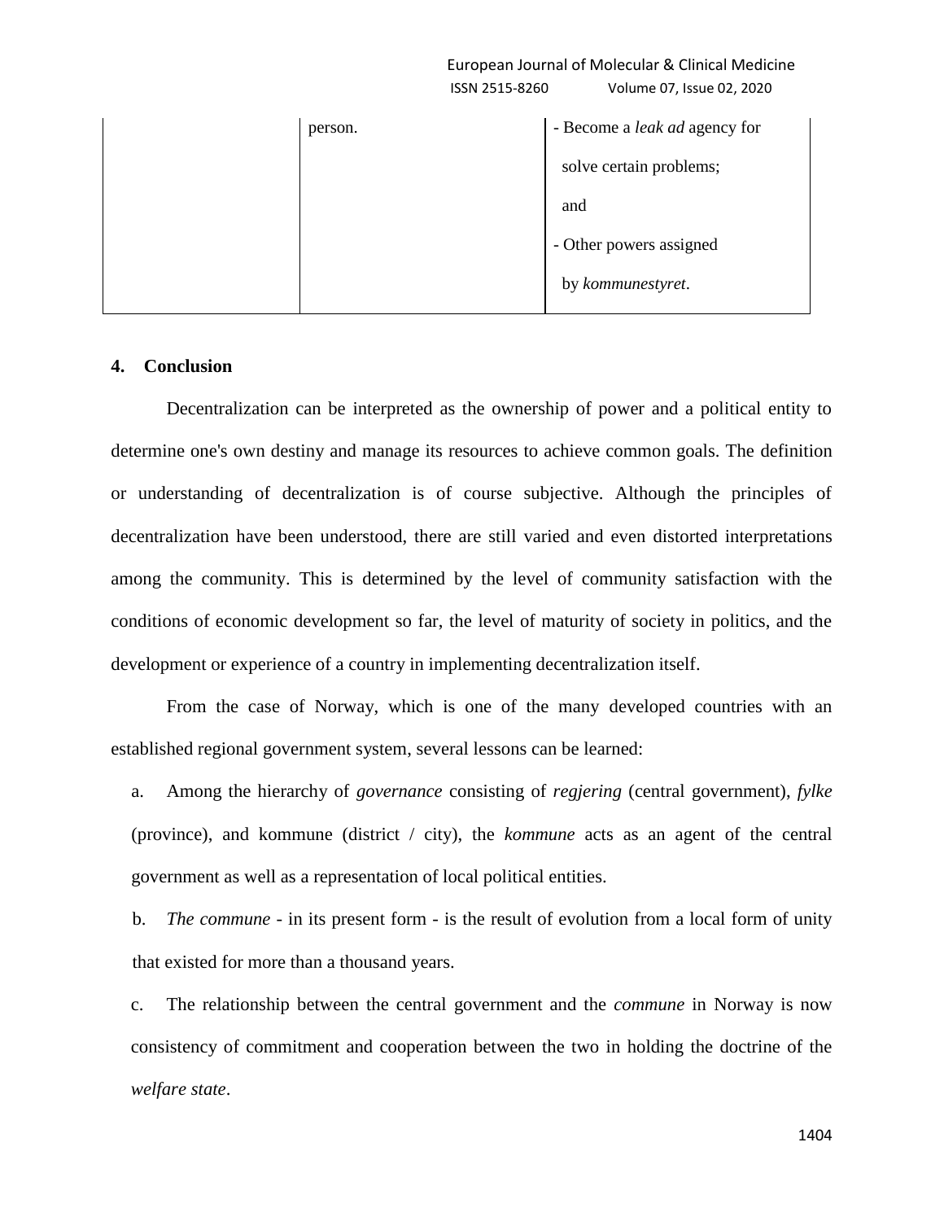| | | |
|---|---|---|
| | person. | - Become a *leak ad* agency for solve certain problems; and<br>- Other powers assigned by *kommunestyret*. |

## 4. Conclusion

Decentralization can be interpreted as the ownership of power and a political entity to determine one's own destiny and manage its resources to achieve common goals. The definition or understanding of decentralization is of course subjective. Although the principles of decentralization have been understood, there are still varied and even distorted interpretations among the community. This is determined by the level of community satisfaction with the conditions of economic development so far, the level of maturity of society in politics, and the development or experience of a country in implementing decentralization itself.

From the case of Norway, which is one of the many developed countries with an established regional government system, several lessons can be learned:

a. Among the hierarchy of *governance* consisting of *regjering* (central government), *fylke* (province), and kommune (district / city), the *kommune* acts as an agent of the central government as well as a representation of local political entities.

b. *The commune* - in its present form - is the result of evolution from a local form of unity that existed for more than a thousand years.

c. The relationship between the central government and the *commune* in Norway is now consistency of commitment and cooperation between the two in holding the doctrine of the *welfare state*.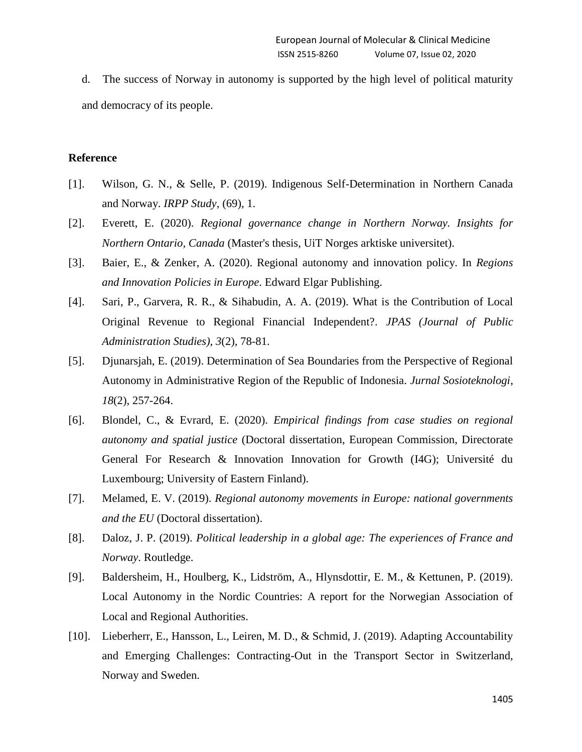d. The success of Norway in autonomy is supported by the high level of political maturity and democracy of its people.

**Reference**

[1]. Wilson, G. N., & Selle, P. (2019). Indigenous Self-Determination in Northern Canada and Norway. *IRPP Study*, (69), 1.

[2]. Everett, E. (2020). *Regional governance change in Northern Norway. Insights for Northern Ontario, Canada* (Master's thesis, UiT Norges arktiske universitet).

[3]. Baier, E., & Zenker, A. (2020). Regional autonomy and innovation policy. In *Regions and Innovation Policies in Europe*. Edward Elgar Publishing.

[4]. Sari, P., Garvera, R. R., & Sihabudin, A. A. (2019). What is the Contribution of Local Original Revenue to Regional Financial Independent?. *JPAS (Journal of Public Administration Studies)*, *3*(2), 78-81.

[5]. Djunarsjah, E. (2019). Determination of Sea Boundaries from the Perspective of Regional Autonomy in Administrative Region of the Republic of Indonesia. *Jurnal Sosioteknologi*, *18*(2), 257-264.

[6]. Blondel, C., & Evrard, E. (2020). *Empirical findings from case studies on regional autonomy and spatial justice* (Doctoral dissertation, European Commission, Directorate General For Research & Innovation Innovation for Growth (I4G); Université du Luxembourg; University of Eastern Finland).

[7]. Melamed, E. V. (2019). *Regional autonomy movements in Europe: national governments and the EU* (Doctoral dissertation).

[8]. Daloz, J. P. (2019). *Political leadership in a global age: The experiences of France and Norway*. Routledge.

[9]. Baldersheim, H., Houlberg, K., Lidström, A., Hlynsdottir, E. M., & Kettunen, P. (2019). Local Autonomy in the Nordic Countries: A report for the Norwegian Association of Local and Regional Authorities.

[10]. Lieberherr, E., Hansson, L., Leiren, M. D., & Schmid, J. (2019). Adapting Accountability and Emerging Challenges: Contracting-Out in the Transport Sector in Switzerland, Norway and Sweden.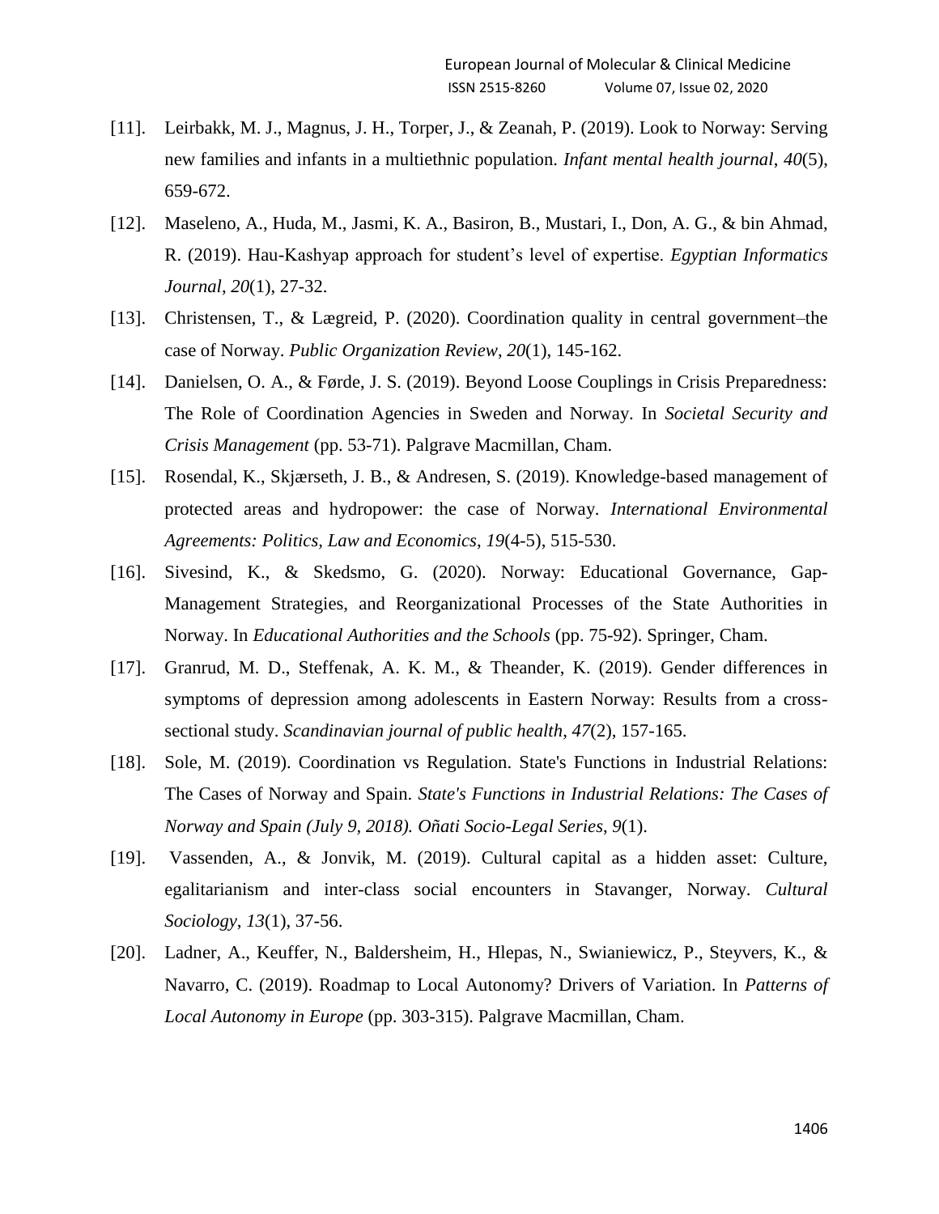[11]. Leirbakk, M. J., Magnus, J. H., Torper, J., & Zeanah, P. (2019). Look to Norway: Serving new families and infants in a multiethnic population. *Infant mental health journal*, *40*(5), 659-672.

[12]. Maseleno, A., Huda, M., Jasmi, K. A., Basiron, B., Mustari, I., Don, A. G., & bin Ahmad, R. (2019). Hau-Kashyap approach for student's level of expertise. *Egyptian Informatics Journal*, *20*(1), 27-32.

[13]. Christensen, T., & Lægreid, P. (2020). Coordination quality in central government–the case of Norway. *Public Organization Review*, *20*(1), 145-162.

[14]. Danielsen, O. A., & Førde, J. S. (2019). Beyond Loose Couplings in Crisis Preparedness: The Role of Coordination Agencies in Sweden and Norway. In *Societal Security and Crisis Management* (pp. 53-71). Palgrave Macmillan, Cham.

[15]. Rosendal, K., Skjærseth, J. B., & Andresen, S. (2019). Knowledge-based management of protected areas and hydropower: the case of Norway. *International Environmental Agreements: Politics, Law and Economics*, *19*(4-5), 515-530.

[16]. Sivesind, K., & Skedsmo, G. (2020). Norway: Educational Governance, Gap-Management Strategies, and Reorganizational Processes of the State Authorities in Norway. In *Educational Authorities and the Schools* (pp. 75-92). Springer, Cham.

[17]. Granrud, M. D., Steffenak, A. K. M., & Theander, K. (2019). Gender differences in symptoms of depression among adolescents in Eastern Norway: Results from a cross-sectional study. *Scandinavian journal of public health*, *47*(2), 157-165.

[18]. Sole, M. (2019). Coordination vs Regulation. State's Functions in Industrial Relations: The Cases of Norway and Spain. *State's Functions in Industrial Relations: The Cases of Norway and Spain (July 9, 2018). Oñati Socio-Legal Series*, *9*(1).

[19]. Vassenden, A., & Jonvik, M. (2019). Cultural capital as a hidden asset: Culture, egalitarianism and inter-class social encounters in Stavanger, Norway. *Cultural Sociology*, *13*(1), 37-56.

[20]. Ladner, A., Keuffer, N., Baldersheim, H., Hlepas, N., Swianiewicz, P., Steyvers, K., & Navarro, C. (2019). Roadmap to Local Autonomy? Drivers of Variation. In *Patterns of Local Autonomy in Europe* (pp. 303-315). Palgrave Macmillan, Cham.